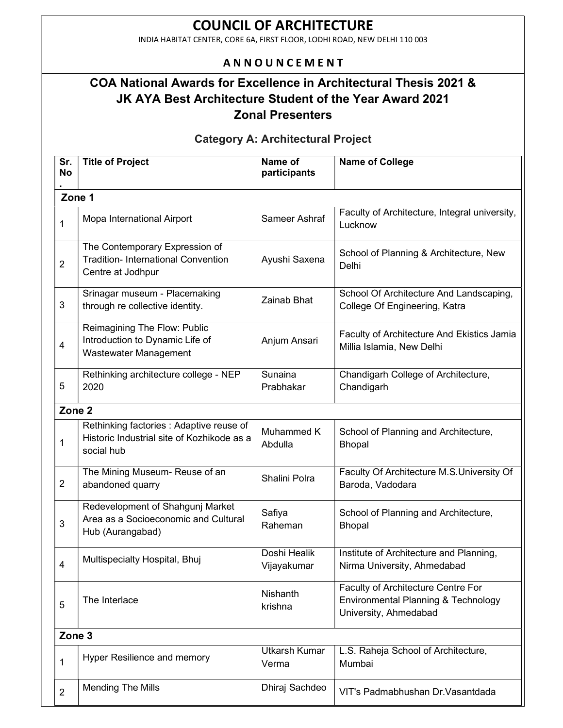# COUNCIL OF ARCHITECTURE

INDIA HABITAT CENTER, CORE 6A, FIRST FLOOR, LODHI ROAD, NEW DELHI 110 003

## A N N O U N C E M E N T

## COA National Awards for Excellence in Architectural Thesis 2021 & JK AYA Best Architecture Student of the Year Award 2021 Zonal Presenters

### Category A: Architectural Project

| Sr. No. | Title of Project | Name of participants | Name of College |
|---|---|---|---|
| **Zone 1** | | | |
| 1 | Mopa International Airport | Sameer Ashraf | Faculty of Architecture, Integral university, Lucknow |
| 2 | The Contemporary Expression of Tradition- International Convention Centre at Jodhpur | Ayushi Saxena | School of Planning & Architecture, New Delhi |
| 3 | Srinagar museum - Placemaking through re collective identity. | Zainab Bhat | School Of Architecture And Landscaping, College Of Engineering, Katra |
| 4 | Reimagining The Flow: Public Introduction to Dynamic Life of Wastewater Management | Anjum Ansari | Faculty of Architecture And Ekistics Jamia Millia Islamia, New Delhi |
| 5 | Rethinking architecture college - NEP 2020 | Sunaina Prabhakar | Chandigarh College of Architecture, Chandigarh |
| **Zone 2** | | | |
| 1 | Rethinking factories : Adaptive reuse of Historic Industrial site of Kozhikode as a social hub | Muhammed K Abdulla | School of Planning and Architecture, Bhopal |
| 2 | The Mining Museum- Reuse of an abandoned quarry | Shalini Polra | Faculty Of Architecture M.S.University Of Baroda, Vadodara |
| 3 | Redevelopment of Shahgunj Market Area as a Socioeconomic and Cultural Hub (Aurangabad) | Safiya Raheman | School of Planning and Architecture, Bhopal |
| 4 | Multispecialty Hospital, Bhuj | Doshi Healik Vijayakumar | Institute of Architecture and Planning, Nirma University, Ahmedabad |
| 5 | The Interlace | Nishanth krishna | Faculty of Architecture Centre For Environmental Planning & Technology University, Ahmedabad |
| **Zone 3** | | | |
| 1 | Hyper Resilience and memory | Utkarsh Kumar Verma | L.S. Raheja School of Architecture, Mumbai |
| 2 | Mending The Mills | Dhiraj Sachdeo | VIT's Padmabhushan Dr.Vasantdada |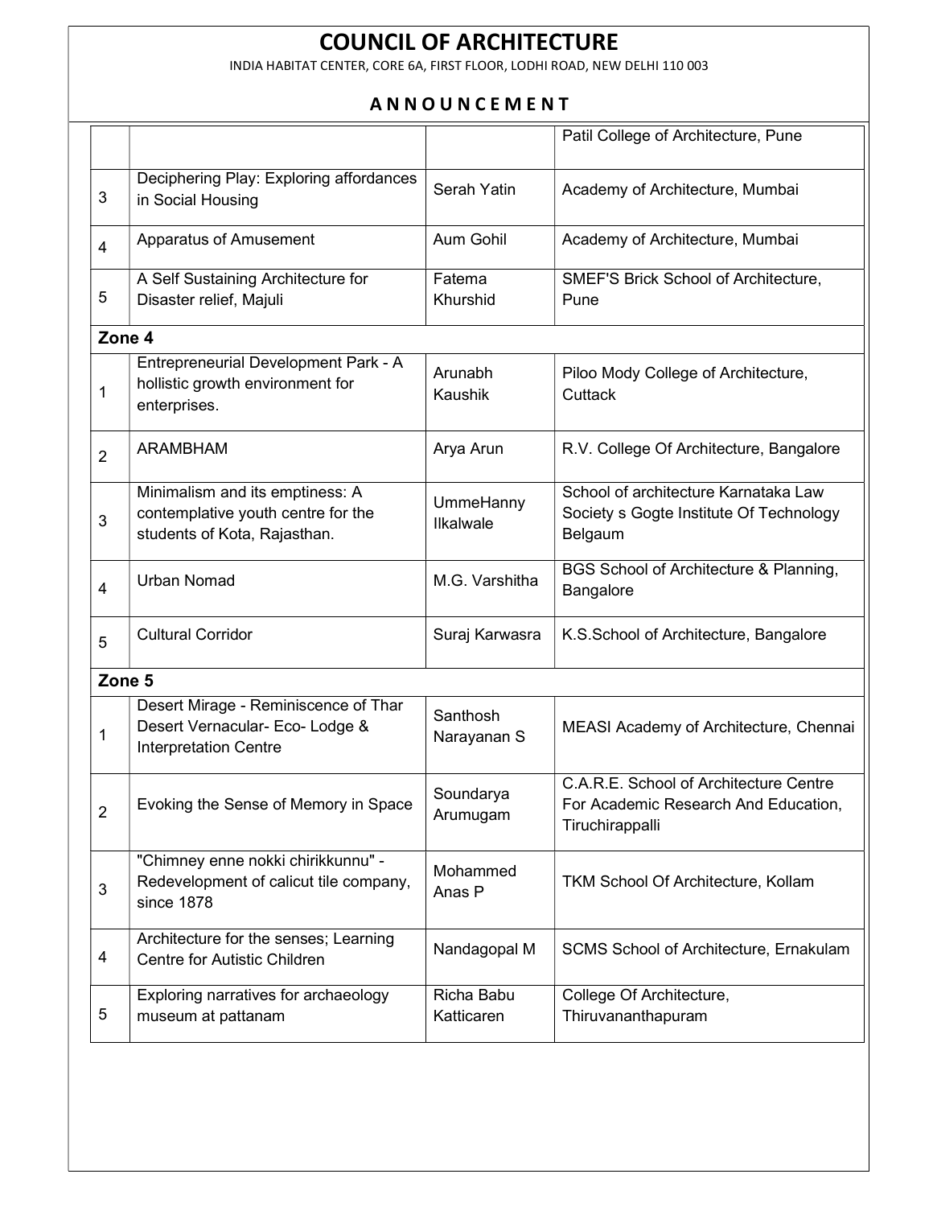# COUNCIL OF ARCHITECTURE

INDIA HABITAT CENTER, CORE 6A, FIRST FLOOR, LODHI ROAD, NEW DELHI 110 003

## A N N O U N C E M E N T

| | | | |
|---|---|---|---|
| | | | Patil College of Architecture, Pune |
| 3 | Deciphering Play: Exploring affordances in Social Housing | Serah Yatin | Academy of Architecture, Mumbai |
| 4 | Apparatus of Amusement | Aum Gohil | Academy of Architecture, Mumbai |
| 5 | A Self Sustaining Architecture for Disaster relief, Majuli | Fatema Khurshid | SMEF'S Brick School of Architecture, Pune |
| **Zone 4** | | | |
| 1 | Entrepreneurial Development Park - A hollistic growth environment for enterprises. | Arunabh Kaushik | Piloo Mody College of Architecture, Cuttack |
| 2 | ARAMBHAM | Arya Arun | R.V. College Of Architecture, Bangalore |
| 3 | Minimalism and its emptiness: A contemplative youth centre for the students of Kota, Rajasthan. | UmmeHanny Ilkalwale | School of architecture Karnataka Law Society s Gogte Institute Of Technology Belgaum |
| 4 | Urban Nomad | M.G. Varshitha | BGS School of Architecture & Planning, Bangalore |
| 5 | Cultural Corridor | Suraj Karwasra | K.S.School of Architecture, Bangalore |
| **Zone 5** | | | |
| 1 | Desert Mirage - Reminiscence of Thar Desert Vernacular- Eco- Lodge & Interpretation Centre | Santhosh Narayanan S | MEASI Academy of Architecture, Chennai |
| 2 | Evoking the Sense of Memory in Space | Soundarya Arumugam | C.A.R.E. School of Architecture Centre For Academic Research And Education, Tiruchirappalli |
| 3 | "Chimney enne nokki chirikkunnu" - Redevelopment of calicut tile company, since 1878 | Mohammed Anas P | TKM School Of Architecture, Kollam |
| 4 | Architecture for the senses; Learning Centre for Autistic Children | Nandagopal M | SCMS School of Architecture, Ernakulam |
| 5 | Exploring narratives for archaeology museum at pattanam | Richa Babu Katticaren | College Of Architecture, Thiruvananthapuram |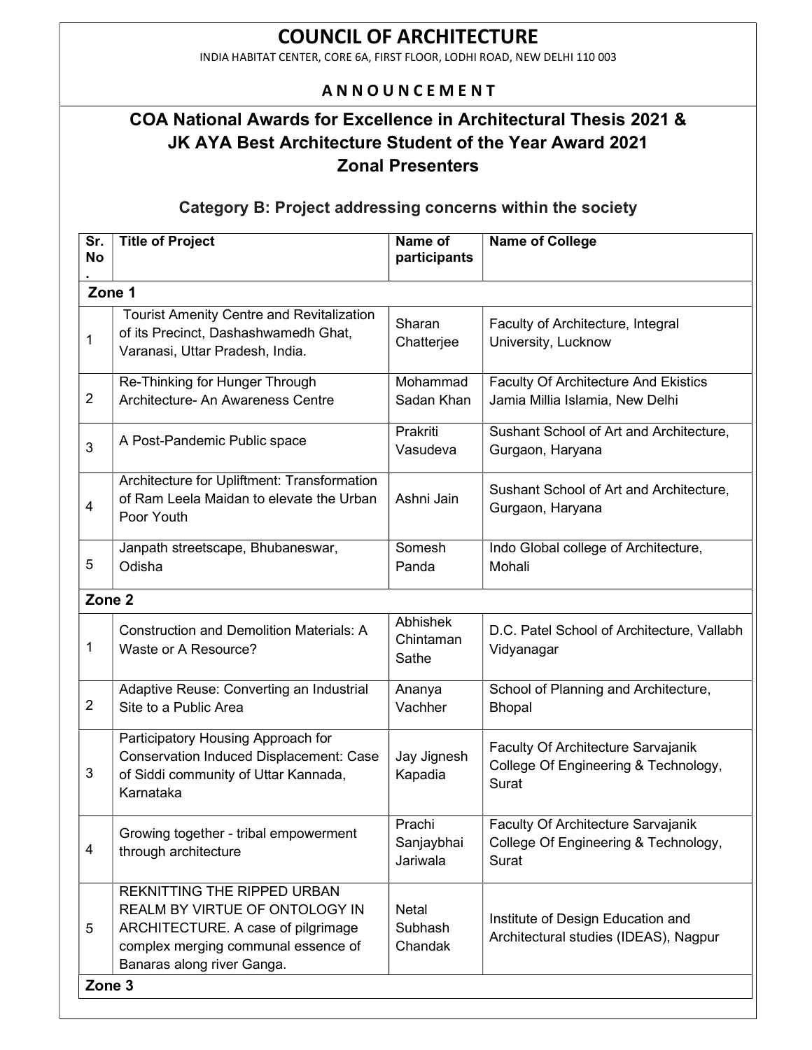# COUNCIL OF ARCHITECTURE

INDIA HABITAT CENTER, CORE 6A, FIRST FLOOR, LODHI ROAD, NEW DELHI 110 003

**A N N O U N C E M E N T**

## COA National Awards for Excellence in Architectural Thesis 2021 & JK AYA Best Architecture Student of the Year Award 2021 Zonal Presenters

### Category B: Project addressing concerns within the society

| Sr. No. | Title of Project | Name of participants | Name of College |
|---|---|---|---|
| **Zone 1** | | | |
| 1 | Tourist Amenity Centre and Revitalization of its Precinct, Dashashwamedh Ghat, Varanasi, Uttar Pradesh, India. | Sharan Chatterjee | Faculty of Architecture, Integral University, Lucknow |
| 2 | Re-Thinking for Hunger Through Architecture- An Awareness Centre | Mohammad Sadan Khan | Faculty Of Architecture And Ekistics Jamia Millia Islamia, New Delhi |
| 3 | A Post-Pandemic Public space | Prakriti Vasudeva | Sushant School of Art and Architecture, Gurgaon, Haryana |
| 4 | Architecture for Upliftment: Transformation of Ram Leela Maidan to elevate the Urban Poor Youth | Ashni Jain | Sushant School of Art and Architecture, Gurgaon, Haryana |
| 5 | Janpath streetscape, Bhubaneswar, Odisha | Somesh Panda | Indo Global college of Architecture, Mohali |
| **Zone 2** | | | |
| 1 | Construction and Demolition Materials: A Waste or A Resource? | Abhishek Chintaman Sathe | D.C. Patel School of Architecture, Vallabh Vidyanagar |
| 2 | Adaptive Reuse: Converting an Industrial Site to a Public Area | Ananya Vachher | School of Planning and Architecture, Bhopal |
| 3 | Participatory Housing Approach for Conservation Induced Displacement: Case of Siddi community of Uttar Kannada, Karnataka | Jay Jignesh Kapadia | Faculty Of Architecture Sarvajanik College Of Engineering & Technology, Surat |
| 4 | Growing together - tribal empowerment through architecture | Prachi Sanjaybhai Jariwala | Faculty Of Architecture Sarvajanik College Of Engineering & Technology, Surat |
| 5 | REKNITTING THE RIPPED URBAN REALM BY VIRTUE OF ONTOLOGY IN ARCHITECTURE. A case of pilgrimage complex merging communal essence of Banaras along river Ganga. | Netal Subhash Chandak | Institute of Design Education and Architectural studies (IDEAS), Nagpur |
| **Zone 3** | | | |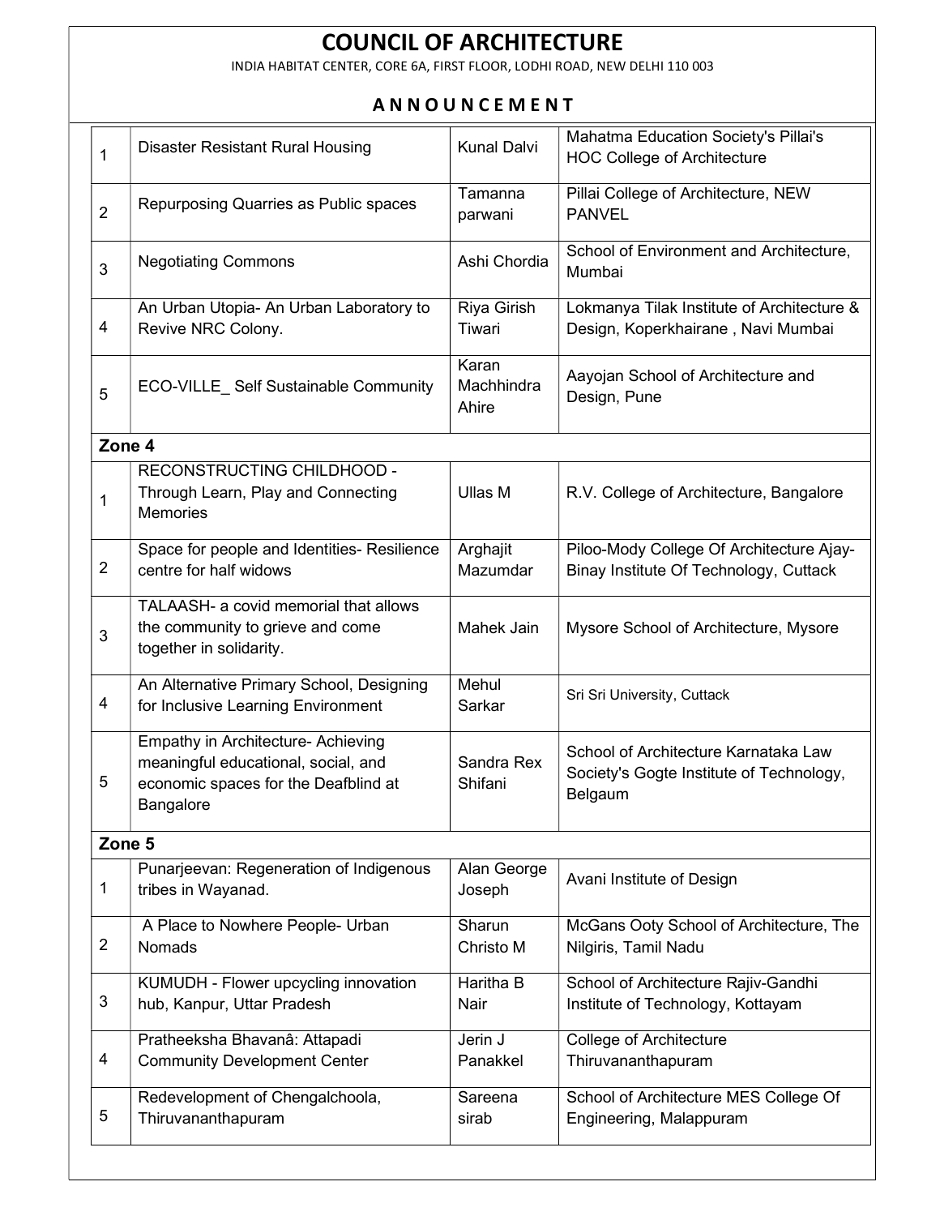# COUNCIL OF ARCHITECTURE

INDIA HABITAT CENTER, CORE 6A, FIRST FLOOR, LODHI ROAD, NEW DELHI 110 003

## A N N O U N C E M E N T

| | | | |
|---|---|---|---|
| 1 | Disaster Resistant Rural Housing | Kunal Dalvi | Mahatma Education Society's Pillai's HOC College of Architecture |
| 2 | Repurposing Quarries as Public spaces | Tamanna parwani | Pillai College of Architecture, NEW PANVEL |
| 3 | Negotiating Commons | Ashi Chordia | School of Environment and Architecture, Mumbai |
| 4 | An Urban Utopia- An Urban Laboratory to Revive NRC Colony. | Riya Girish Tiwari | Lokmanya Tilak Institute of Architecture & Design, Koperkhairane , Navi Mumbai |
| 5 | ECO-VILLE_ Self Sustainable Community | Karan Machhindra Ahire | Aayojan School of Architecture and Design, Pune |
| **Zone 4** | | | |
| 1 | RECONSTRUCTING CHILDHOOD - Through Learn, Play and Connecting Memories | Ullas M | R.V. College of Architecture, Bangalore |
| 2 | Space for people and Identities- Resilience centre for half widows | Arghajit Mazumdar | Piloo-Mody College Of Architecture Ajay-Binay Institute Of Technology, Cuttack |
| 3 | TALAASH- a covid memorial that allows the community to grieve and come together in solidarity. | Mahek Jain | Mysore School of Architecture, Mysore |
| 4 | An Alternative Primary School, Designing for Inclusive Learning Environment | Mehul Sarkar | Sri Sri University, Cuttack |
| 5 | Empathy in Architecture- Achieving meaningful educational, social, and economic spaces for the Deafblind at Bangalore | Sandra Rex Shifani | School of Architecture Karnataka Law Society's Gogte Institute of Technology, Belgaum |
| **Zone 5** | | | |
| 1 | Punarjeevan: Regeneration of Indigenous tribes in Wayanad. | Alan George Joseph | Avani Institute of Design |
| 2 | A Place to Nowhere People- Urban Nomads | Sharun Christo M | McGans Ooty School of Architecture, The Nilgiris, Tamil Nadu |
| 3 | KUMUDH - Flower upcycling innovation hub, Kanpur, Uttar Pradesh | Haritha B Nair | School of Architecture Rajiv-Gandhi Institute of Technology, Kottayam |
| 4 | Pratheeksha Bhavanâ: Attapadi Community Development Center | Jerin J Panakkel | College of Architecture Thiruvananthapuram |
| 5 | Redevelopment of Chengalchoola, Thiruvananthapuram | Sareena sirab | School of Architecture MES College Of Engineering, Malappuram |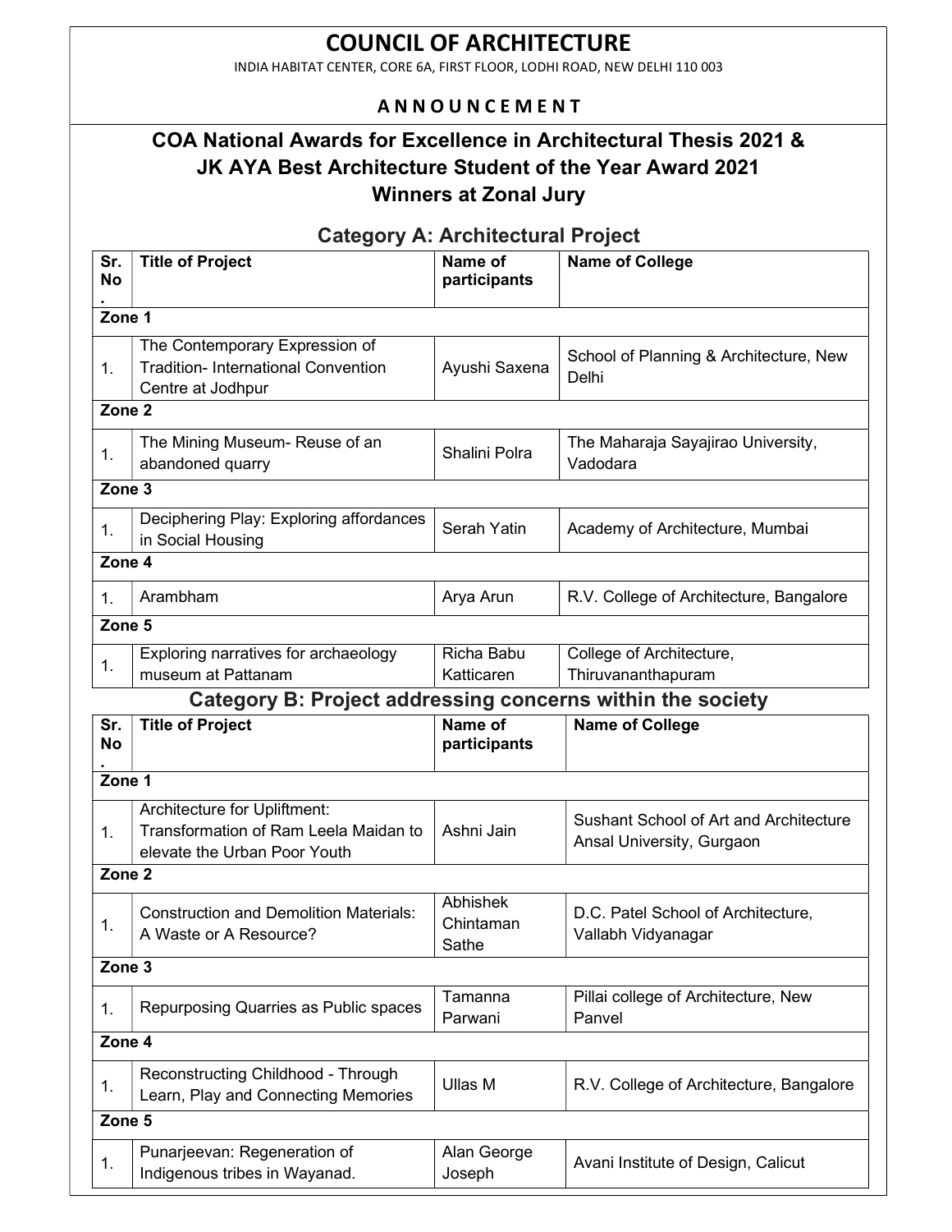# COUNCIL OF ARCHITECTURE

INDIA HABITAT CENTER, CORE 6A, FIRST FLOOR, LODHI ROAD, NEW DELHI 110 003

**A N N O U N C E M E N T**

## COA National Awards for Excellence in Architectural Thesis 2021 & JK AYA Best Architecture Student of the Year Award 2021 Winners at Zonal Jury

### Category A: Architectural Project

| Sr. No. | Title of Project | Name of participants | Name of College |
|---|---|---|---|
| **Zone 1** | | | |
| 1. | The Contemporary Expression of Tradition- International Convention Centre at Jodhpur | Ayushi Saxena | School of Planning & Architecture, New Delhi |
| **Zone 2** | | | |
| 1. | The Mining Museum- Reuse of an abandoned quarry | Shalini Polra | The Maharaja Sayajirao University, Vadodara |
| **Zone 3** | | | |
| 1. | Deciphering Play: Exploring affordances in Social Housing | Serah Yatin | Academy of Architecture, Mumbai |
| **Zone 4** | | | |
| 1. | Arambham | Arya Arun | R.V. College of Architecture, Bangalore |
| **Zone 5** | | | |
| 1. | Exploring narratives for archaeology museum at Pattanam | Richa Babu Katticaren | College of Architecture, Thiruvananthapuram |

### Category B: Project addressing concerns within the society

| Sr. No. | Title of Project | Name of participants | Name of College |
|---|---|---|---|
| **Zone 1** | | | |
| 1. | Architecture for Upliftment: Transformation of Ram Leela Maidan to elevate the Urban Poor Youth | Ashni Jain | Sushant School of Art and Architecture Ansal University, Gurgaon |
| **Zone 2** | | | |
| 1. | Construction and Demolition Materials: A Waste or A Resource? | Abhishek Chintaman Sathe | D.C. Patel School of Architecture, Vallabh Vidyanagar |
| **Zone 3** | | | |
| 1. | Repurposing Quarries as Public spaces | Tamanna Parwani | Pillai college of Architecture, New Panvel |
| **Zone 4** | | | |
| 1. | Reconstructing Childhood - Through Learn, Play and Connecting Memories | Ullas M | R.V. College of Architecture, Bangalore |
| **Zone 5** | | | |
| 1. | Punarjeevan: Regeneration of Indigenous tribes in Wayanad. | Alan George Joseph | Avani Institute of Design, Calicut |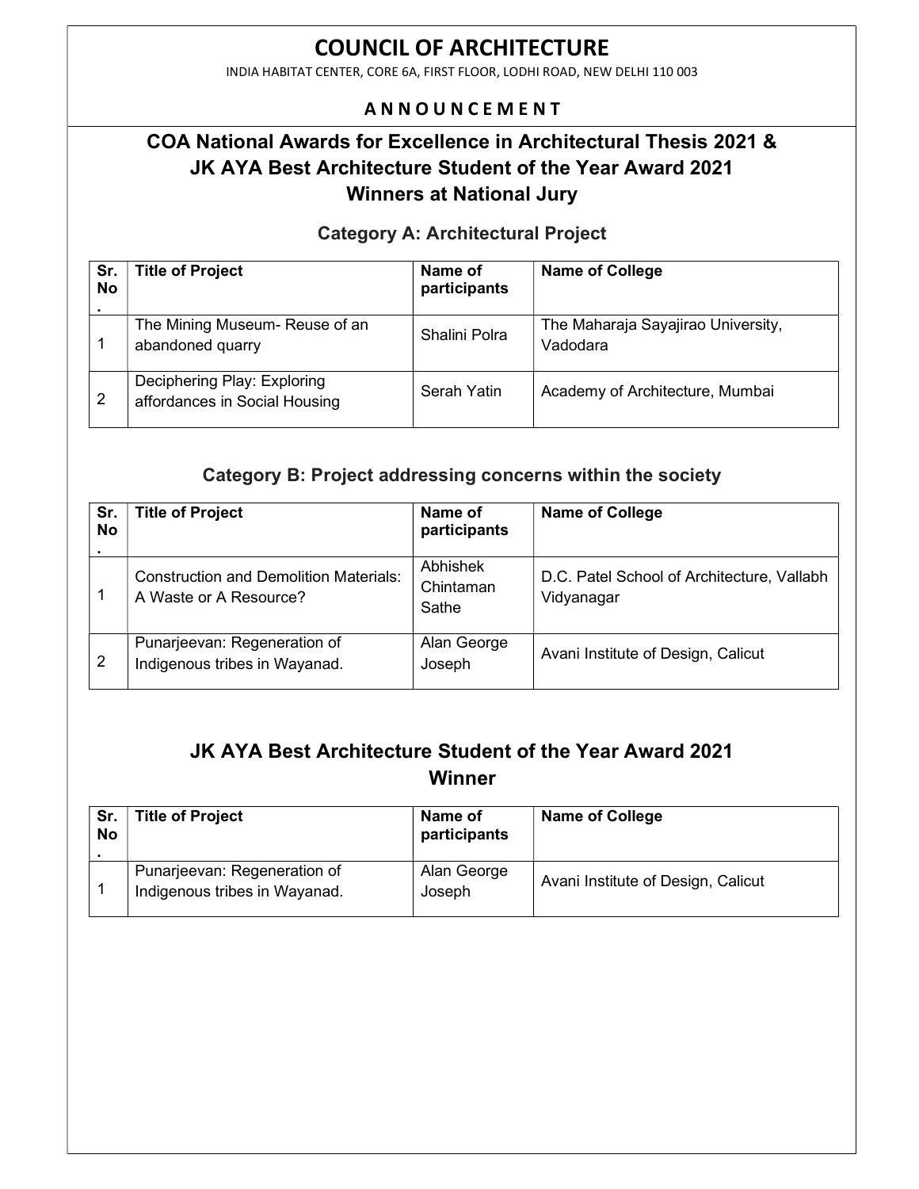# COUNCIL OF ARCHITECTURE

INDIA HABITAT CENTER, CORE 6A, FIRST FLOOR, LODHI ROAD, NEW DELHI 110 003

**A N N O U N C E M E N T**

## COA National Awards for Excellence in Architectural Thesis 2021 & JK AYA Best Architecture Student of the Year Award 2021 Winners at National Jury

### Category A: Architectural Project

| Sr. No. | Title of Project | Name of participants | Name of College |
|---|---|---|---|
| 1 | The Mining Museum- Reuse of an abandoned quarry | Shalini Polra | The Maharaja Sayajirao University, Vadodara |
| 2 | Deciphering Play: Exploring affordances in Social Housing | Serah Yatin | Academy of Architecture, Mumbai |

### Category B: Project addressing concerns within the society

| Sr. No. | Title of Project | Name of participants | Name of College |
|---|---|---|---|
| 1 | Construction and Demolition Materials: A Waste or A Resource? | Abhishek Chintaman Sathe | D.C. Patel School of Architecture, Vallabh Vidyanagar |
| 2 | Punarjeevan: Regeneration of Indigenous tribes in Wayanad. | Alan George Joseph | Avani Institute of Design, Calicut |

## JK AYA Best Architecture Student of the Year Award 2021 Winner

| Sr. No. | Title of Project | Name of participants | Name of College |
|---|---|---|---|
| 1 | Punarjeevan: Regeneration of Indigenous tribes in Wayanad. | Alan George Joseph | Avani Institute of Design, Calicut |